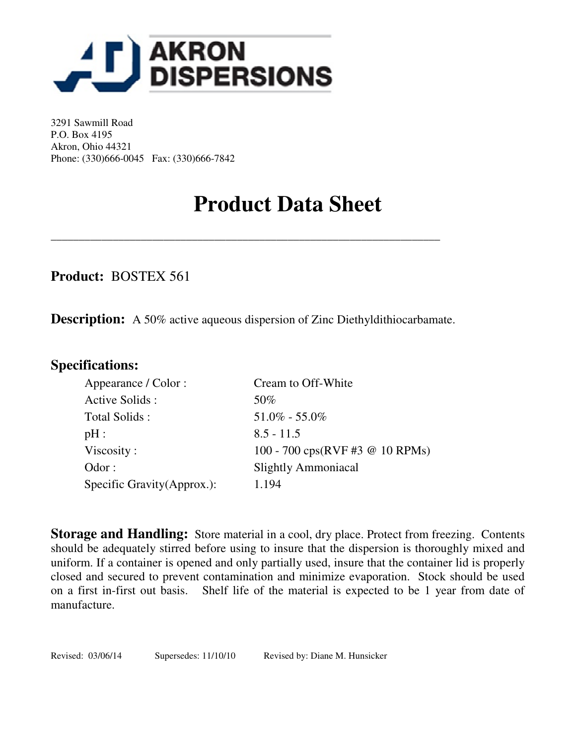# AKRON DISPERSIONS

3291 Sawmill Road
P.O. Box 4195
Akron, Ohio 44321
Phone: (330)666-0045 Fax: (330)666-7842

# Product Data Sheet

---

**Product:** BOSTEX 561

**Description:** A 50% active aqueous dispersion of Zinc Diethyldithiocarbamate.

## Specifications:

| | |
|---|---|
| Appearance / Color : | Cream to Off-White |
| Active Solids : | 50% |
| Total Solids : | 51.0% - 55.0% |
| pH : | 8.5 - 11.5 |
| Viscosity : | 100 - 700 cps(RVF #3 @ 10 RPMs) |
| Odor : | Slightly Ammoniacal |
| Specific Gravity(Approx.): | 1.194 |

**Storage and Handling:** Store material in a cool, dry place. Protect from freezing. Contents should be adequately stirred before using to insure that the dispersion is thoroughly mixed and uniform. If a container is opened and only partially used, insure that the container lid is properly closed and secured to prevent contamination and minimize evaporation. Stock should be used on a first in-first out basis. Shelf life of the material is expected to be 1 year from date of manufacture.

Revised: 03/06/14 Supersedes: 11/10/10 Revised by: Diane M. Hunsicker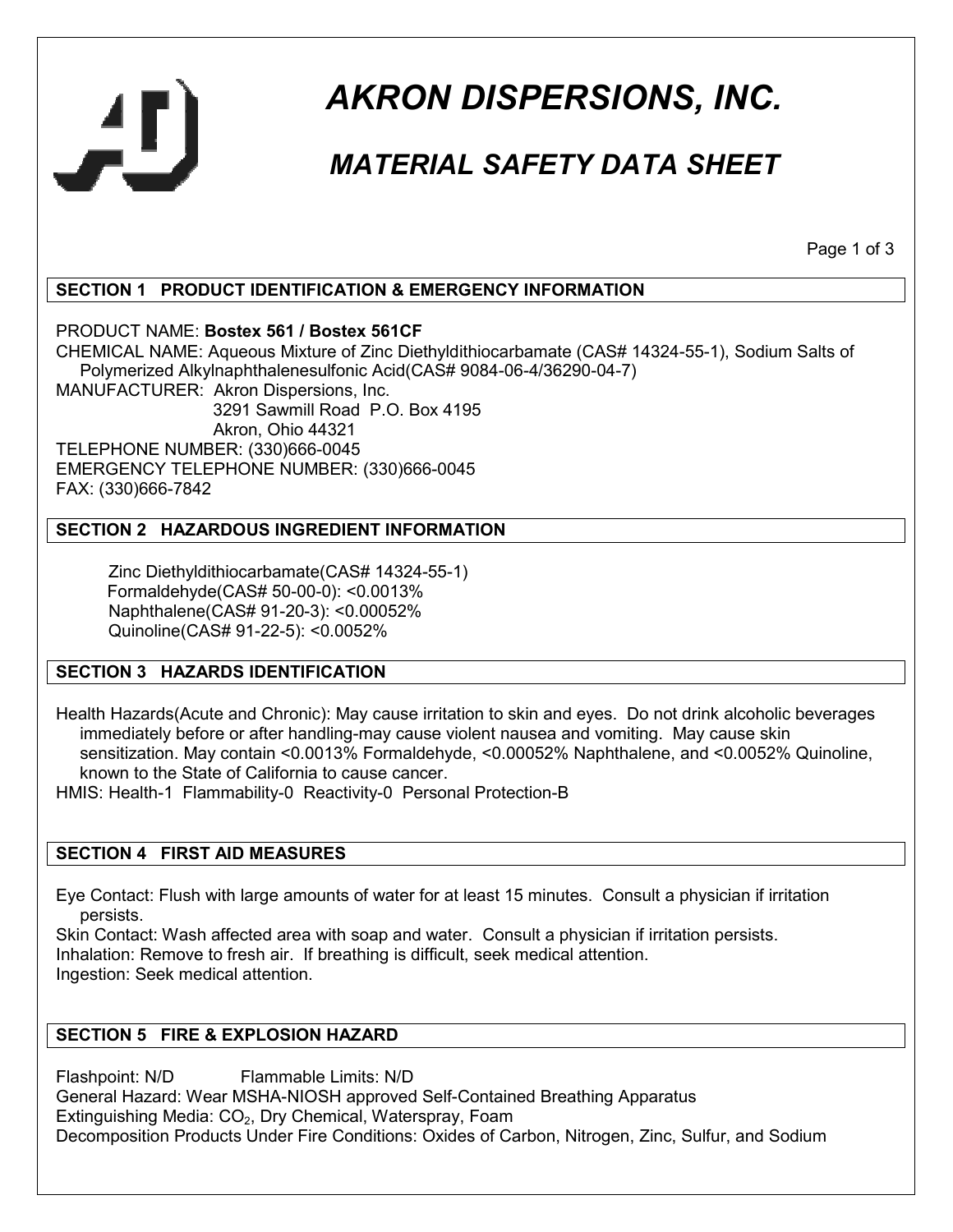# AKRON DISPERSIONS, INC.

## MATERIAL SAFETY DATA SHEET

### SECTION 1 PRODUCT IDENTIFICATION & EMERGENCY INFORMATION

PRODUCT NAME: **Bostex 561 / Bostex 561CF**
CHEMICAL NAME: Aqueous Mixture of Zinc Diethyldithiocarbamate (CAS# 14324-55-1), Sodium Salts of Polymerized Alkylnaphthalenesulfonic Acid(CAS# 9084-06-4/36290-04-7)
MANUFACTURER: Akron Dispersions, Inc.
3291 Sawmill Road P.O. Box 4195
Akron, Ohio 44321
TELEPHONE NUMBER: (330)666-0045
EMERGENCY TELEPHONE NUMBER: (330)666-0045
FAX: (330)666-7842

### SECTION 2 HAZARDOUS INGREDIENT INFORMATION

Zinc Diethyldithiocarbamate(CAS# 14324-55-1)
Formaldehyde(CAS# 50-00-0): <0.0013%
Naphthalene(CAS# 91-20-3): <0.00052%
Quinoline(CAS# 91-22-5): <0.0052%

### SECTION 3 HAZARDS IDENTIFICATION

Health Hazards(Acute and Chronic): May cause irritation to skin and eyes. Do not drink alcoholic beverages immediately before or after handling-may cause violent nausea and vomiting. May cause skin sensitization. May contain <0.0013% Formaldehyde, <0.00052% Naphthalene, and <0.0052% Quinoline, known to the State of California to cause cancer.
HMIS: Health-1 Flammability-0 Reactivity-0 Personal Protection-B

### SECTION 4 FIRST AID MEASURES

Eye Contact: Flush with large amounts of water for at least 15 minutes. Consult a physician if irritation persists.
Skin Contact: Wash affected area with soap and water. Consult a physician if irritation persists.
Inhalation: Remove to fresh air. If breathing is difficult, seek medical attention.
Ingestion: Seek medical attention.

### SECTION 5 FIRE & EXPLOSION HAZARD

Flashpoint: N/D Flammable Limits: N/D
General Hazard: Wear MSHA-NIOSH approved Self-Contained Breathing Apparatus
Extinguishing Media: $CO_2$, Dry Chemical, Waterspray, Foam
Decomposition Products Under Fire Conditions: Oxides of Carbon, Nitrogen, Zinc, Sulfur, and Sodium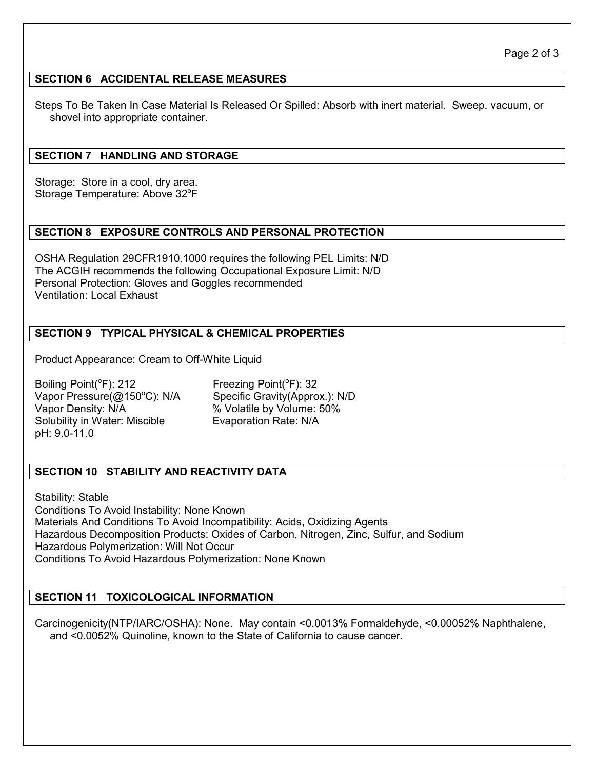## SECTION 6 ACCIDENTAL RELEASE MEASURES

Steps To Be Taken In Case Material Is Released Or Spilled: Absorb with inert material. Sweep, vacuum, or shovel into appropriate container.

## SECTION 7 HANDLING AND STORAGE

Storage: Store in a cool, dry area.
Storage Temperature: Above 32°F

## SECTION 8 EXPOSURE CONTROLS AND PERSONAL PROTECTION

OSHA Regulation 29CFR1910.1000 requires the following PEL Limits: N/D
The ACGIH recommends the following Occupational Exposure Limit: N/D
Personal Protection: Gloves and Goggles recommended
Ventilation: Local Exhaust

## SECTION 9 TYPICAL PHYSICAL & CHEMICAL PROPERTIES

Product Appearance: Cream to Off-White Liquid

Boiling Point(°F): 212
Freezing Point(°F): 32
Vapor Pressure(@150°C): N/A
Specific Gravity(Approx.): N/D
Vapor Density: N/A
% Volatile by Volume: 50%
Solubility in Water: Miscible
Evaporation Rate: N/A
pH: 9.0-11.0

## SECTION 10 STABILITY AND REACTIVITY DATA

Stability: Stable
Conditions To Avoid Instability: None Known
Materials And Conditions To Avoid Incompatibility: Acids, Oxidizing Agents
Hazardous Decomposition Products: Oxides of Carbon, Nitrogen, Zinc, Sulfur, and Sodium
Hazardous Polymerization: Will Not Occur
Conditions To Avoid Hazardous Polymerization: None Known

## SECTION 11 TOXICOLOGICAL INFORMATION

Carcinogenicity(NTP/IARC/OSHA): None. May contain <0.0013% Formaldehyde, <0.00052% Naphthalene, and <0.0052% Quinoline, known to the State of California to cause cancer.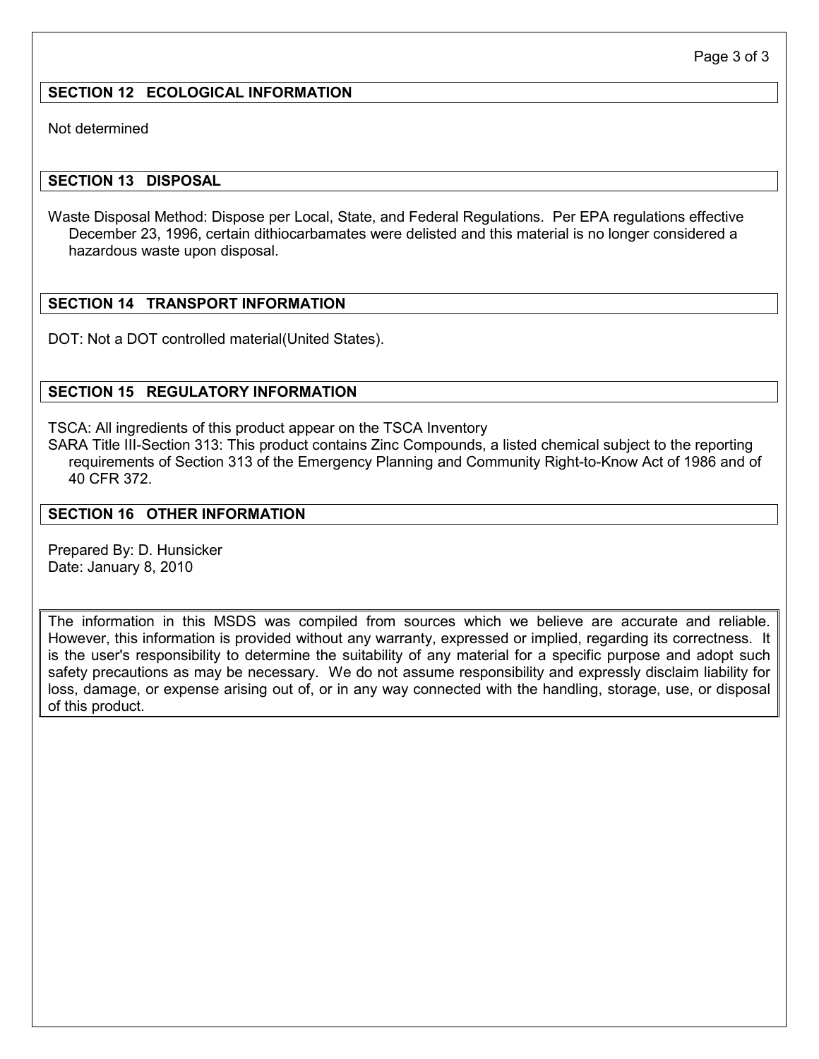## SECTION 12 ECOLOGICAL INFORMATION

Not determined

## SECTION 13 DISPOSAL

Waste Disposal Method: Dispose per Local, State, and Federal Regulations. Per EPA regulations effective December 23, 1996, certain dithiocarbamates were delisted and this material is no longer considered a hazardous waste upon disposal.

## SECTION 14 TRANSPORT INFORMATION

DOT: Not a DOT controlled material(United States).

## SECTION 15 REGULATORY INFORMATION

TSCA: All ingredients of this product appear on the TSCA Inventory
SARA Title III-Section 313: This product contains Zinc Compounds, a listed chemical subject to the reporting requirements of Section 313 of the Emergency Planning and Community Right-to-Know Act of 1986 and of 40 CFR 372.

## SECTION 16 OTHER INFORMATION

Prepared By: D. Hunsicker
Date: January 8, 2010

The information in this MSDS was compiled from sources which we believe are accurate and reliable. However, this information is provided without any warranty, expressed or implied, regarding its correctness. It is the user's responsibility to determine the suitability of any material for a specific purpose and adopt such safety precautions as may be necessary. We do not assume responsibility and expressly disclaim liability for loss, damage, or expense arising out of, or in any way connected with the handling, storage, use, or disposal of this product.